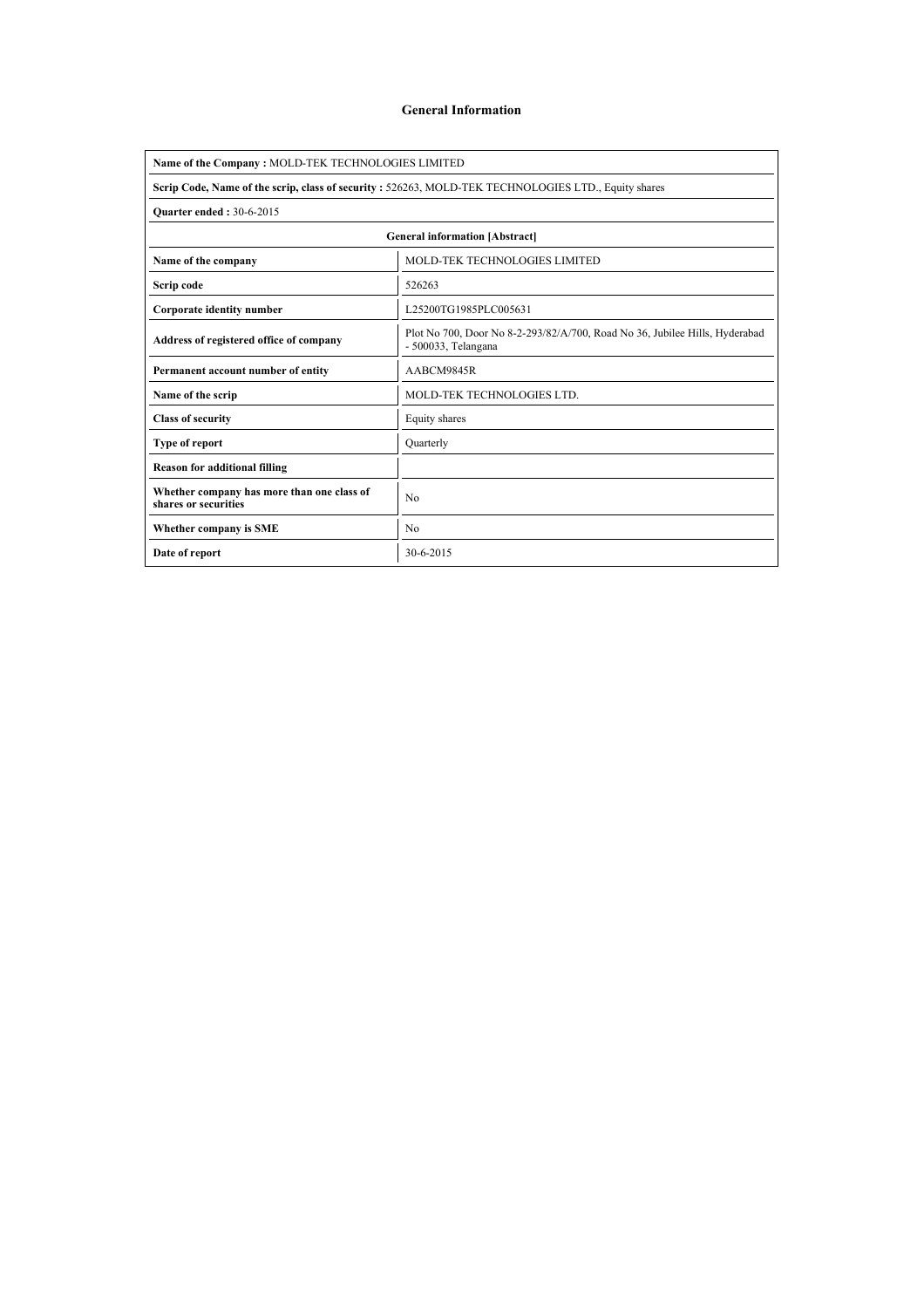# General Information

**Name of the Company :** MOLD-TEK TECHNOLOGIES LIMITED

**Scrip Code, Name of the scrip, class of security :** 526263, MOLD-TEK TECHNOLOGIES LTD., Equity shares

**Quarter ended :** 30-6-2015

| General information [Abstract] | |
|---|---|
| **Name of the company** | MOLD-TEK TECHNOLOGIES LIMITED |
| **Scrip code** | 526263 |
| **Corporate identity number** | L25200TG1985PLC005631 |
| **Address of registered office of company** | Plot No 700, Door No 8-2-293/82/A/700, Road No 36, Jubilee Hills, Hyderabad - 500033, Telangana |
| **Permanent account number of entity** | AABCM9845R |
| **Name of the scrip** | MOLD-TEK TECHNOLOGIES LTD. |
| **Class of security** | Equity shares |
| **Type of report** | Quarterly |
| **Reason for additional filling** | |
| **Whether company has more than one class of shares or securities** | No |
| **Whether company is SME** | No |
| **Date of report** | 30-6-2015 |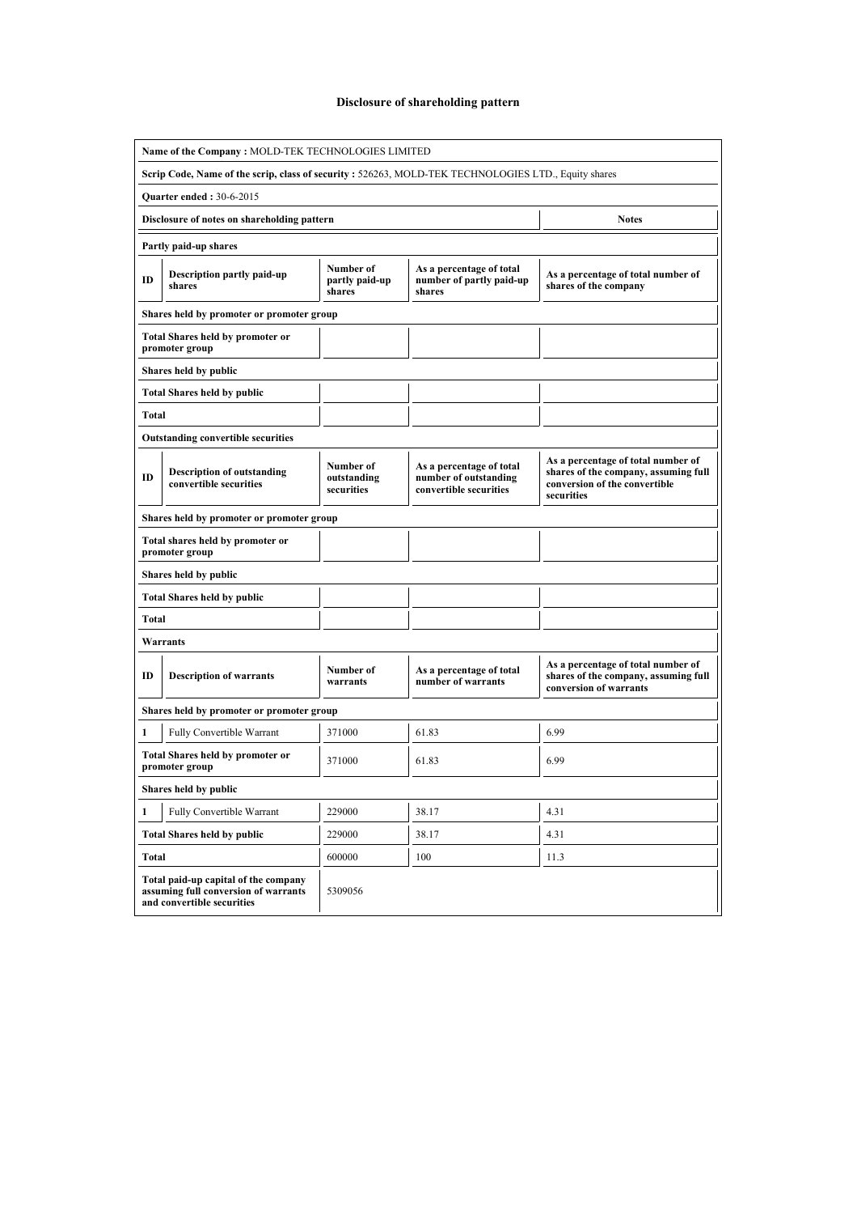# Disclosure of shareholding pattern

| | | | | |
|---|---|---|---|---|
| **Name of the Company :** MOLD-TEK TECHNOLOGIES LIMITED | | | | |
| **Scrip Code, Name of the scrip, class of security :** 526263, MOLD-TEK TECHNOLOGIES LTD., Equity shares | | | | |
| **Quarter ended :** 30-6-2015 | | | | |
| **Disclosure of notes on shareholding pattern** | | | | **Notes** |
| **Partly paid-up shares** | | | | |
| **ID** | **Description partly paid-up shares** | **Number of partly paid-up shares** | **As a percentage of total number of partly paid-up shares** | **As a percentage of total number of shares of the company** |
| **Shares held by promoter or promoter group** | | | | |
| **Total Shares held by promoter or promoter group** | | | | |
| **Shares held by public** | | | | |
| **Total Shares held by public** | | | | |
| **Total** | | | | |
| **Outstanding convertible securities** | | | | |
| **ID** | **Description of outstanding convertible securities** | **Number of outstanding securities** | **As a percentage of total number of outstanding convertible securities** | **As a percentage of total number of shares of the company, assuming full conversion of the convertible securities** |
| **Shares held by promoter or promoter group** | | | | |
| **Total shares held by promoter or promoter group** | | | | |
| **Shares held by public** | | | | |
| **Total Shares held by public** | | | | |
| **Total** | | | | |
| **Warrants** | | | | |
| **ID** | **Description of warrants** | **Number of warrants** | **As a percentage of total number of warrants** | **As a percentage of total number of shares of the company, assuming full conversion of warrants** |
| **Shares held by promoter or promoter group** | | | | |
| 1 | Fully Convertible Warrant | 371000 | 61.83 | 6.99 |
| **Total Shares held by promoter or promoter group** | | 371000 | 61.83 | 6.99 |
| **Shares held by public** | | | | |
| 1 | Fully Convertible Warrant | 229000 | 38.17 | 4.31 |
| **Total Shares held by public** | | 229000 | 38.17 | 4.31 |
| **Total** | | 600000 | 100 | 11.3 |
| **Total paid-up capital of the company assuming full conversion of warrants and convertible securities** | | 5309056 | | |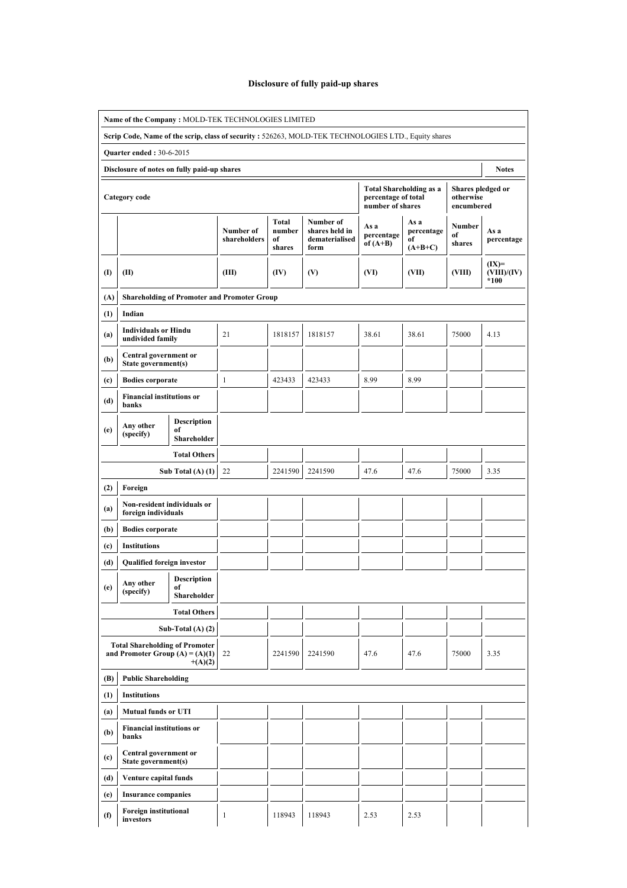# Disclosure of fully paid-up shares

| Name of the Company : MOLD-TEK TECHNOLOGIES LIMITED | | | | | | | | | |
|---|---|---|---|---|---|---|---|---|---|
| **Scrip Code, Name of the scrip, class of security :** 526263, MOLD-TEK TECHNOLOGIES LTD., Equity shares | | | | | | | | | |
| **Quarter ended :** 30-6-2015 | | | | | | | | | |
| **Disclosure of notes on fully paid-up shares** | | | | | | | | | **Notes** |
| **Category code** | | | | | | **Total Shareholding as a percentage of total number of shares** | | **Shares pledged or otherwise encumbered** | |
| | | | **Number of shareholders** | **Total number of shares** | **Number of shares held in dematerialised form** | **As a percentage of (A+B)** | **As a percentage of (A+B+C)** | **Number of shares** | **As a percentage** |
| **(I)** | **(II)** | | **(III)** | **(IV)** | **(V)** | **(VI)** | **(VII)** | **(VIII)** | **(IX)= (VIII)/(IV) *100** |
| **(A)** | **Shareholding of Promoter and Promoter Group** | | | | | | | | |
| **(1)** | **Indian** | | | | | | | | |
| **(a)** | **Individuals or Hindu undivided family** | | 21 | 1818157 | 1818157 | 38.61 | 38.61 | 75000 | 4.13 |
| **(b)** | **Central government or State government(s)** | | | | | | | | |
| **(c)** | **Bodies corporate** | | 1 | 423433 | 423433 | 8.99 | 8.99 | | |
| **(d)** | **Financial institutions or banks** | | | | | | | | |
| **(e)** | **Any other (specify)** | **Description of Shareholder** | | | | | | | |
| | | **Total Others** | | | | | | | |
| | | **Sub Total (A) (1)** | 22 | 2241590 | 2241590 | 47.6 | 47.6 | 75000 | 3.35 |
| **(2)** | **Foreign** | | | | | | | | |
| **(a)** | **Non-resident individuals or foreign individuals** | | | | | | | | |
| **(b)** | **Bodies corporate** | | | | | | | | |
| **(c)** | **Institutions** | | | | | | | | |
| **(d)** | **Qualified foreign investor** | | | | | | | | |
| **(e)** | **Any other (specify)** | **Description of Shareholder** | | | | | | | |
| | | **Total Others** | | | | | | | |
| | | **Sub-Total (A) (2)** | | | | | | | |
| | | **Total Shareholding of Promoter and Promoter Group (A) = (A)(1) +(A)(2)** | 22 | 2241590 | 2241590 | 47.6 | 47.6 | 75000 | 3.35 |
| **(B)** | **Public Shareholding** | | | | | | | | |
| **(1)** | **Institutions** | | | | | | | | |
| **(a)** | **Mutual funds or UTI** | | | | | | | | |
| **(b)** | **Financial institutions or banks** | | | | | | | | |
| **(c)** | **Central government or State government(s)** | | | | | | | | |
| **(d)** | **Venture capital funds** | | | | | | | | |
| **(e)** | **Insurance companies** | | | | | | | | |
| **(f)** | **Foreign institutional investors** | | 1 | 118943 | 118943 | 2.53 | 2.53 | | |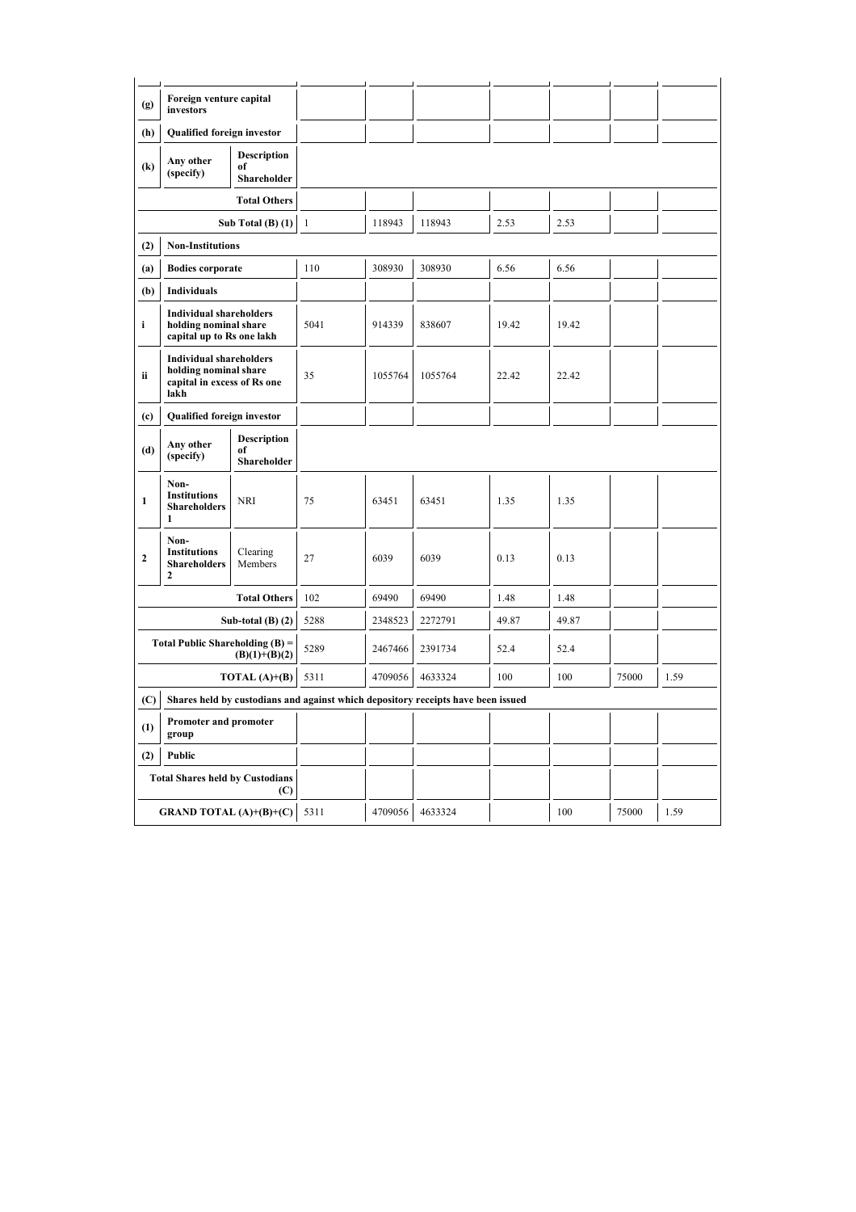| | | | | | | | | | |
|---|---|---|---|---|---|---|---|---|---|
| (g) | Foreign venture capital investors | | | | | | | | |
| (h) | Qualified foreign investor | | | | | | | | |
| (k) | Any other (specify) | Description of Shareholder | | | | | | | |
| | | Total Others | | | | | | | |
| | | Sub Total (B) (1) | 1 | 118943 | 118943 | 2.53 | 2.53 | | |
| (2) | Non-Institutions | | | | | | | | |
| (a) | Bodies corporate | | 110 | 308930 | 308930 | 6.56 | 6.56 | | |
| (b) | Individuals | | | | | | | | |
| i | Individual shareholders holding nominal share capital up to Rs one lakh | | 5041 | 914339 | 838607 | 19.42 | 19.42 | | |
| ii | Individual shareholders holding nominal share capital in excess of Rs one lakh | | 35 | 1055764 | 1055764 | 22.42 | 22.42 | | |
| (c) | Qualified foreign investor | | | | | | | | |
| (d) | Any other (specify) | Description of Shareholder | | | | | | | |
| 1 | Non-Institutions Shareholders 1 | NRI | 75 | 63451 | 63451 | 1.35 | 1.35 | | |
| 2 | Non-Institutions Shareholders 2 | Clearing Members | 27 | 6039 | 6039 | 0.13 | 0.13 | | |
| | | Total Others | 102 | 69490 | 69490 | 1.48 | 1.48 | | |
| | | Sub-total (B) (2) | 5288 | 2348523 | 2272791 | 49.87 | 49.87 | | |
| | | Total Public Shareholding (B) = (B)(1)+(B)(2) | 5289 | 2467466 | 2391734 | 52.4 | 52.4 | | |
| | | TOTAL (A)+(B) | 5311 | 4709056 | 4633324 | 100 | 100 | 75000 | 1.59 |
| (C) | Shares held by custodians and against which depository receipts have been issued | | | | | | | | |
| (1) | Promoter and promoter group | | | | | | | | |
| (2) | Public | | | | | | | | |
| | | Total Shares held by Custodians (C) | | | | | | | |
| | | GRAND TOTAL (A)+(B)+(C) | 5311 | 4709056 | 4633324 | | 100 | 75000 | 1.59 |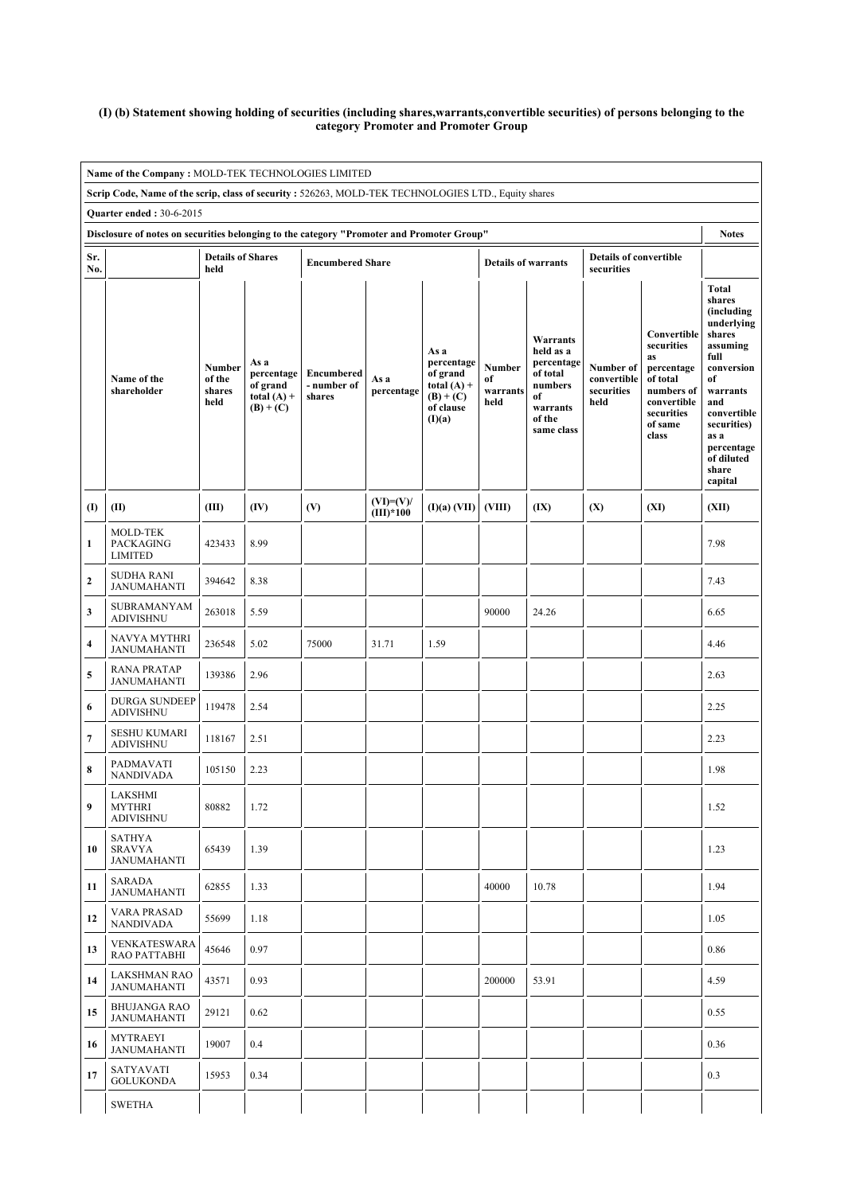**(I) (b) Statement showing holding of securities (including shares,warrants,convertible securities) of persons belonging to the category Promoter and Promoter Group**

| Name of the Company : MOLD-TEK TECHNOLOGIES LIMITED | | | | | | | | | | | |
|---|---|---|---|---|---|---|---|---|---|---|---|
| Scrip Code, Name of the scrip, class of security : 526263, MOLD-TEK TECHNOLOGIES LTD., Equity shares | | | | | | | | | | | |
| Quarter ended : 30-6-2015 | | | | | | | | | | | |
| Disclosure of notes on securities belonging to the category "Promoter and Promoter Group" | | | | | | | | | | | Notes |
| Sr. No. | | Details of Shares held | | Encumbered Share | | | Details of warrants | | Details of convertible securities | | |
| | Name of the shareholder | Number of the shares held | As a percentage of grand total (A) + (B) + (C) | Encumbered - number of shares | As a percentage | As a percentage of grand total (A) + (B) + (C) of clause (I)(a) | Number of warrants held | Warrants held as a percentage of total numbers of warrants of the same class | Number of convertible securities held | Convertible securities as percentage of total numbers of convertible securities of same class | Total shares (including underlying shares assuming full conversion of warrants and convertible securities) as a percentage of diluted share capital |
| (I) | (II) | (III) | (IV) | (V) | (VI)=(V)/(III)*100 | (I)(a) (VII) | (VIII) | (IX) | (X) | (XI) | (XII) |
| 1 | MOLD-TEK PACKAGING LIMITED | 423433 | 8.99 | | | | | | | | 7.98 |
| 2 | SUDHA RANI JANUMAHANTI | 394642 | 8.38 | | | | | | | | 7.43 |
| 3 | SUBRAMANYAM ADIVISHNU | 263018 | 5.59 | | | | 90000 | 24.26 | | | 6.65 |
| 4 | NAVYA MYTHRI JANUMAHANTI | 236548 | 5.02 | 75000 | 31.71 | 1.59 | | | | | 4.46 |
| 5 | RANA PRATAP JANUMAHANTI | 139386 | 2.96 | | | | | | | | 2.63 |
| 6 | DURGA SUNDEEP ADIVISHNU | 119478 | 2.54 | | | | | | | | 2.25 |
| 7 | SESHU KUMARI ADIVISHNU | 118167 | 2.51 | | | | | | | | 2.23 |
| 8 | PADMAVATI NANDIVADA | 105150 | 2.23 | | | | | | | | 1.98 |
| 9 | LAKSHMI MYTHRI ADIVISHNU | 80882 | 1.72 | | | | | | | | 1.52 |
| 10 | SATHYA SRAVYA JANUMAHANTI | 65439 | 1.39 | | | | | | | | 1.23 |
| 11 | SARADA JANUMAHANTI | 62855 | 1.33 | | | | 40000 | 10.78 | | | 1.94 |
| 12 | VARA PRASAD NANDIVADA | 55699 | 1.18 | | | | | | | | 1.05 |
| 13 | VENKATESWARA RAO PATTABHI | 45646 | 0.97 | | | | | | | | 0.86 |
| 14 | LAKSHMAN RAO JANUMAHANTI | 43571 | 0.93 | | | | 200000 | 53.91 | | | 4.59 |
| 15 | BHUJANGA RAO JANUMAHANTI | 29121 | 0.62 | | | | | | | | 0.55 |
| 16 | MYTRAEYI JANUMAHANTI | 19007 | 0.4 | | | | | | | | 0.36 |
| 17 | SATYAVATI GOLUKONDA | 15953 | 0.34 | | | | | | | | 0.3 |
| | SWETHA | | | | | | | | | | |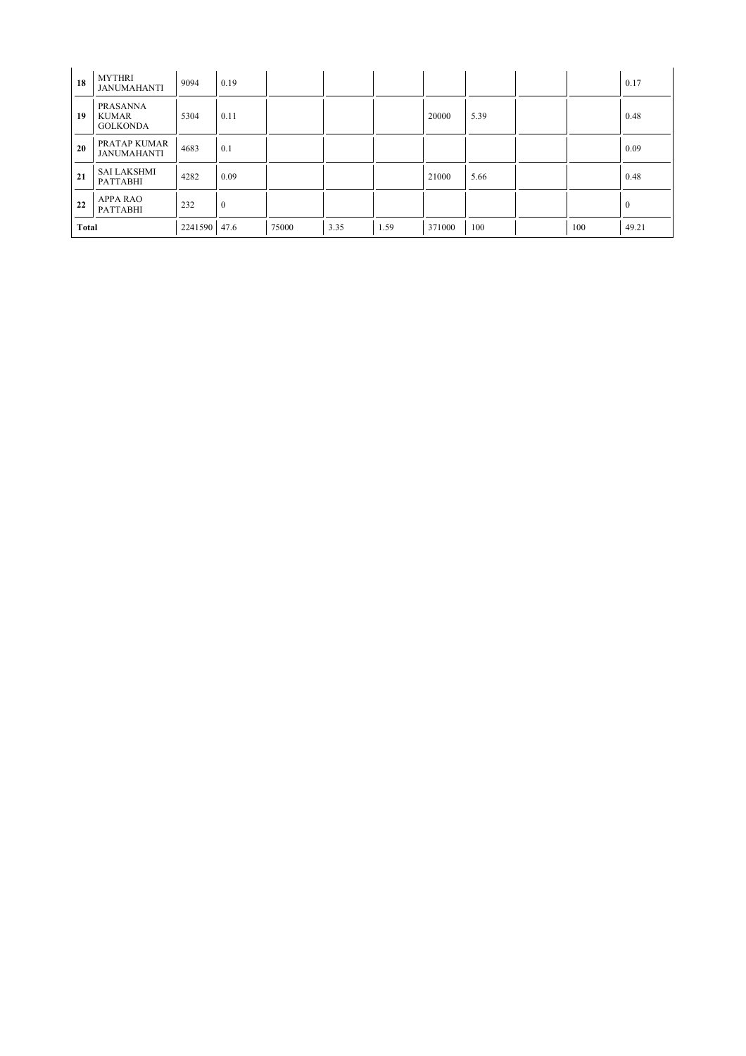| | | | | | | | | | | | |
|---|---|---|---|---|---|---|---|---|---|---|---|
| 18 | MYTHRI JANUMAHANTI | 9094 | 0.19 | | | | | | | | 0.17 |
| 19 | PRASANNA KUMAR GOLKONDA | 5304 | 0.11 | | | | 20000 | 5.39 | | | 0.48 |
| 20 | PRATAP KUMAR JANUMAHANTI | 4683 | 0.1 | | | | | | | | 0.09 |
| 21 | SAI LAKSHMI PATTABHI | 4282 | 0.09 | | | | 21000 | 5.66 | | | 0.48 |
| 22 | APPA RAO PATTABHI | 232 | 0 | | | | | | | | 0 |
| Total | | 2241590 | 47.6 | 75000 | 3.35 | 1.59 | 371000 | 100 | | 100 | 49.21 |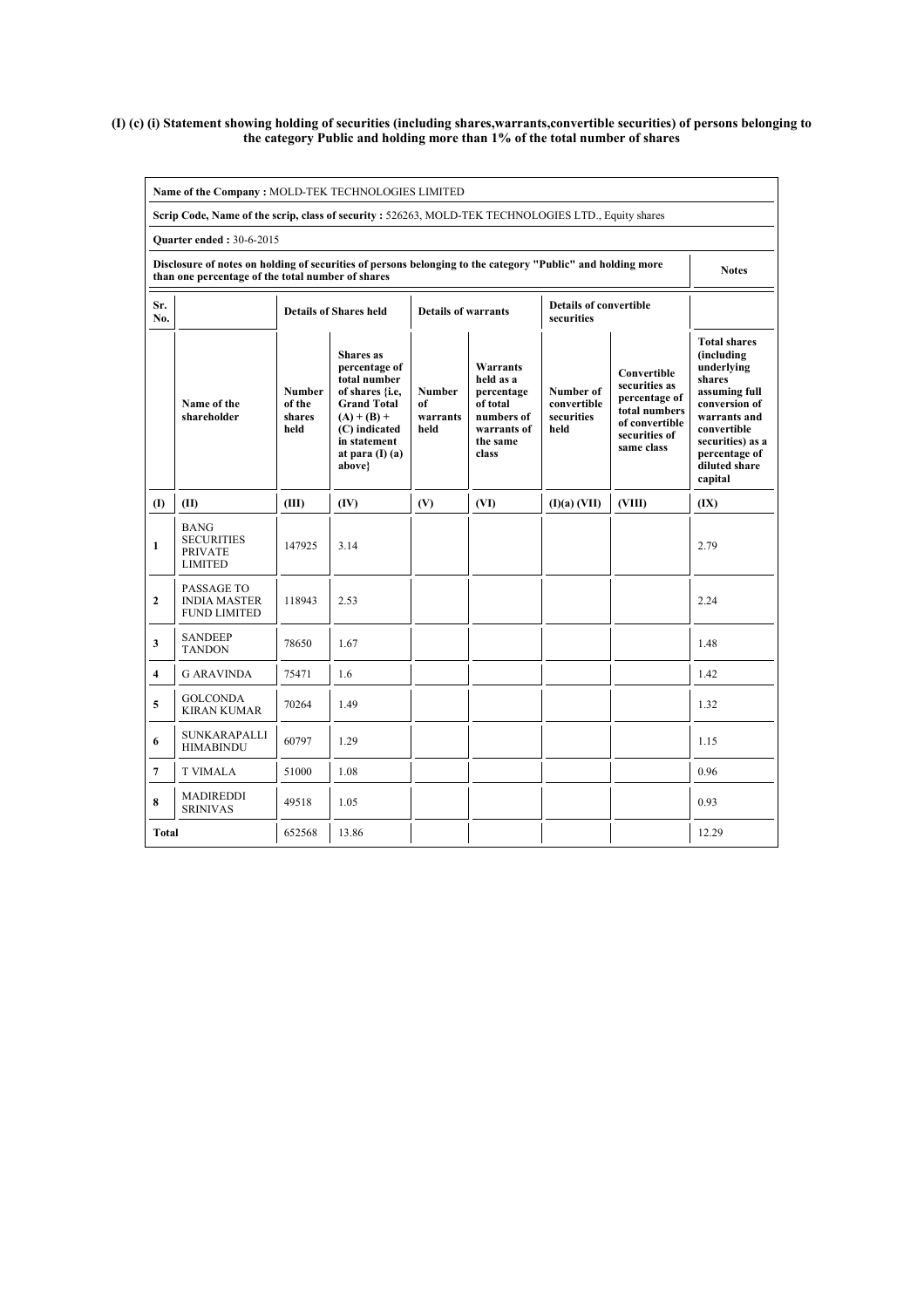**(I) (c) (i) Statement showing holding of securities (including shares,warrants,convertible securities) of persons belonging to the category Public and holding more than 1% of the total number of shares**

**Name of the Company :** MOLD-TEK TECHNOLOGIES LIMITED

**Scrip Code, Name of the scrip, class of security :** 526263, MOLD-TEK TECHNOLOGIES LTD., Equity shares

**Quarter ended :** 30-6-2015

**Disclosure of notes on holding of securities of persons belonging to the category "Public" and holding more than one percentage of the total number of shares** | **Notes**

| Sr. No. | | Details of Shares held | | Details of warrants | | Details of convertible securities | | |
|---|---|---|---|---|---|---|---|---|
| | Name of the shareholder | Number of the shares held | Shares as percentage of total number of shares {i.e, Grand Total (A) + (B) + (C) indicated in statement at para (I) (a) above} | Number of warrants held | Warrants held as a percentage of total numbers of warrants of the same class | Number of convertible securities held | Convertible securities as percentage of total numbers of convertible securities of same class | Total shares (including underlying shares assuming full conversion of warrants and convertible securities) as a percentage of diluted share capital |
| (I) | (II) | (III) | (IV) | (V) | (VI) | (I)(a) (VII) | (VIII) | (IX) |
| 1 | BANG SECURITIES PRIVATE LIMITED | 147925 | 3.14 | | | | | 2.79 |
| 2 | PASSAGE TO INDIA MASTER FUND LIMITED | 118943 | 2.53 | | | | | 2.24 |
| 3 | SANDEEP TANDON | 78650 | 1.67 | | | | | 1.48 |
| 4 | G ARAVINDA | 75471 | 1.6 | | | | | 1.42 |
| 5 | GOLCONDA KIRAN KUMAR | 70264 | 1.49 | | | | | 1.32 |
| 6 | SUNKARAPALLI HIMABINDU | 60797 | 1.29 | | | | | 1.15 |
| 7 | T VIMALA | 51000 | 1.08 | | | | | 0.96 |
| 8 | MADIREDDI SRINIVAS | 49518 | 1.05 | | | | | 0.93 |
| Total | | 652568 | 13.86 | | | | | 12.29 |